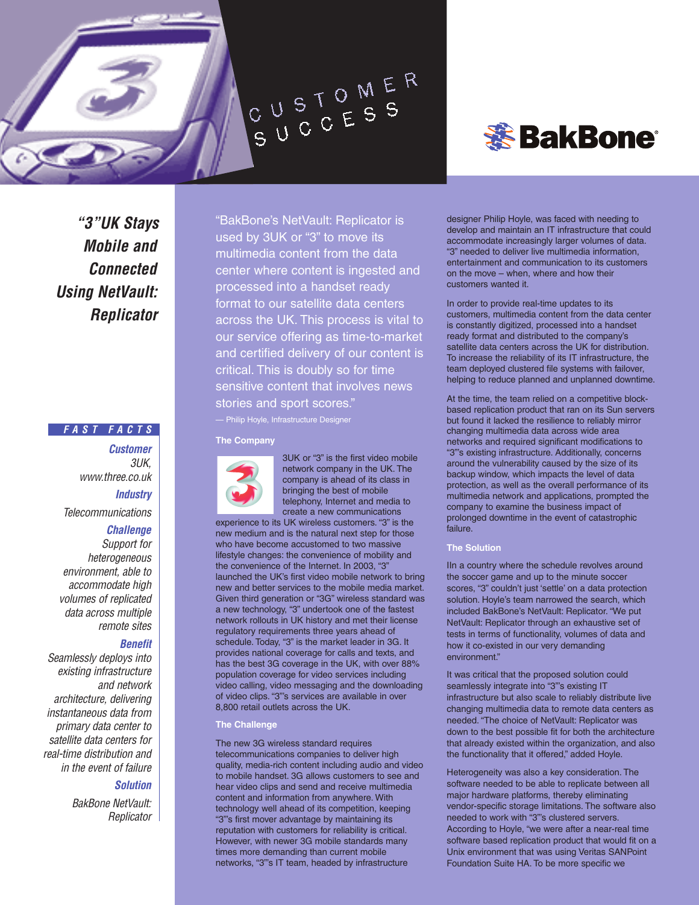CUSTOMER SUCCESS

BakBone®

# "3"UK Stays Mobile and Connected Using NetVault: Replicator

## FAST FACTS

**Customer**
3UK, www.three.co.uk

**Industry**
Telecommunications

**Challenge**
Support for heterogeneous environment, able to accommodate high volumes of replicated data across multiple remote sites

**Benefit**
Seamlessly deploys into existing infrastructure and network architecture, delivering instantaneous data from primary data center to satellite data centers for real-time distribution and in the event of failure

**Solution**
BakBone NetVault: Replicator

"BakBone's NetVault: Replicator is used by 3UK or "3" to move its multimedia content from the data center where content is ingested and processed into a handset ready format to our satellite data centers across the UK. This process is vital to our service offering as time-to-market and certified delivery of our content is critical. This is doubly so for time sensitive content that involves news stories and sport scores."

— Philip Hoyle, Infrastructure Designer

### The Company

3UK or "3" is the first video mobile network company in the UK. The company is ahead of its class in bringing the best of mobile telephony, Internet and media to create a new communications experience to its UK wireless customers. "3" is the new medium and is the natural next step for those who have become accustomed to two massive lifestyle changes: the convenience of mobility and the convenience of the Internet. In 2003, "3" launched the UK's first video mobile network to bring new and better services to the mobile media market. Given third generation or "3G" wireless standard was a new technology, "3" undertook one of the fastest network rollouts in UK history and met their license regulatory requirements three years ahead of schedule. Today, "3" is the market leader in 3G. It provides national coverage for calls and texts, and has the best 3G coverage in the UK, with over 88% population coverage for video services including video calling, video messaging and the downloading of video clips. "3"'s services are available in over 8,800 retail outlets across the UK.

### The Challenge

The new 3G wireless standard requires telecommunications companies to deliver high quality, media-rich content including audio and video to mobile handset. 3G allows customers to see and hear video clips and send and receive multimedia content and information from anywhere. With technology well ahead of its competition, keeping "3"'s first mover advantage by maintaining its reputation with customers for reliability is critical. However, with newer 3G mobile standards many times more demanding than current mobile networks, "3"'s IT team, headed by infrastructure designer Philip Hoyle, was faced with needing to develop and maintain an IT infrastructure that could accommodate increasingly larger volumes of data. "3" needed to deliver live multimedia information, entertainment and communication to its customers on the move – when, where and how their customers wanted it.

In order to provide real-time updates to its customers, multimedia content from the data center is constantly digitized, processed into a handset ready format and distributed to the company's satellite data centers across the UK for distribution. To increase the reliability of its IT infrastructure, the team deployed clustered file systems with failover, helping to reduce planned and unplanned downtime.

At the time, the team relied on a competitive block-based replication product that ran on its Sun servers but found it lacked the resilience to reliably mirror changing multimedia data across wide area networks and required significant modifications to "3"'s existing infrastructure. Additionally, concerns around the vulnerability caused by the size of its backup window, which impacts the level of data protection, as well as the overall performance of its multimedia network and applications, prompted the company to examine the business impact of prolonged downtime in the event of catastrophic failure.

### The Solution

IIn a country where the schedule revolves around the soccer game and up to the minute soccer scores, "3" couldn't just 'settle' on a data protection solution. Hoyle's team narrowed the search, which included BakBone's NetVault: Replicator. "We put NetVault: Replicator through an exhaustive set of tests in terms of functionality, volumes of data and how it co-existed in our very demanding environment."

It was critical that the proposed solution could seamlessly integrate into "3"'s existing IT infrastructure but also scale to reliably distribute live changing multimedia data to remote data centers as needed. "The choice of NetVault: Replicator was down to the best possible fit for both the architecture that already existed within the organization, and also the functionality that it offered," added Hoyle.

Heterogeneity was also a key consideration. The software needed to be able to replicate between all major hardware platforms, thereby eliminating vendor-specific storage limitations. The software also needed to work with "3"'s clustered servers. According to Hoyle, "we were after a near-real time software based replication product that would fit on a Unix environment that was using Veritas SANPoint Foundation Suite HA. To be more specific we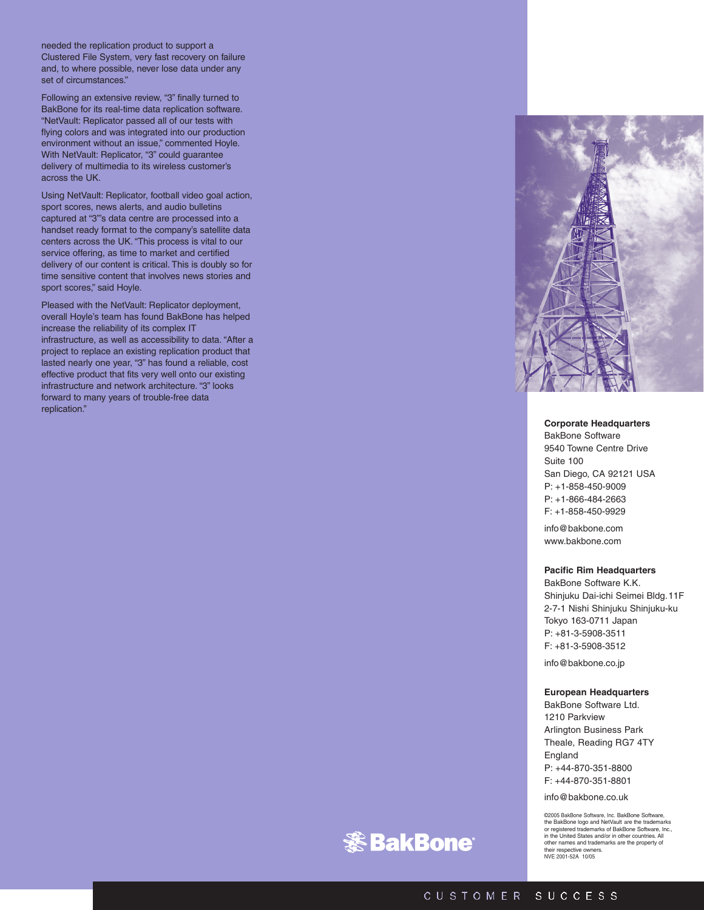needed the replication product to support a Clustered File System, very fast recovery on failure and, to where possible, never lose data under any set of circumstances."

Following an extensive review, "3" finally turned to BakBone for its real-time data replication software. "NetVault: Replicator passed all of our tests with flying colors and was integrated into our production environment without an issue," commented Hoyle. With NetVault: Replicator, "3" could guarantee delivery of multimedia to its wireless customer's across the UK.

Using NetVault: Replicator, football video goal action, sport scores, news alerts, and audio bulletins captured at "3"'s data centre are processed into a handset ready format to the company's satellite data centers across the UK. "This process is vital to our service offering, as time to market and certified delivery of our content is critical. This is doubly so for time sensitive content that involves news stories and sport scores," said Hoyle.

Pleased with the NetVault: Replicator deployment, overall Hoyle's team has found BakBone has helped increase the reliability of its complex IT infrastructure, as well as accessibility to data. "After a project to replace an existing replication product that lasted nearly one year, "3" has found a reliable, cost effective product that fits very well onto our existing infrastructure and network architecture. "3" looks forward to many years of trouble-free data replication."

**Corporate Headquarters**
BakBone Software
9540 Towne Centre Drive
Suite 100
San Diego, CA 92121 USA
P: +1-858-450-9009
P: +1-866-484-2663
F: +1-858-450-9929

info@bakbone.com
www.bakbone.com

**Pacific Rim Headquarters**
BakBone Software K.K.
Shinjuku Dai-ichi Seimei Bldg. 11F
2-7-1 Nishi Shinjuku Shinjuku-ku
Tokyo 163-0711 Japan
P: +81-3-5908-3511
F: +81-3-5908-3512

info@bakbone.co.jp

**European Headquarters**
BakBone Software Ltd.
1210 Parkview
Arlington Business Park
Theale, Reading RG7 4TY
England
P: +44-870-351-8800
F: +44-870-351-8801

info@bakbone.co.uk

©2005 BakBone Software, Inc. BakBone Software, the BakBone logo and NetVault are the trademarks or registered trademarks of BakBone Software, Inc., in the United States and/or in other countries. All other names and trademarks are the property of their respective owners.
NVE 2001-52A 10/05

BakBone

CUSTOMER SUCCESS